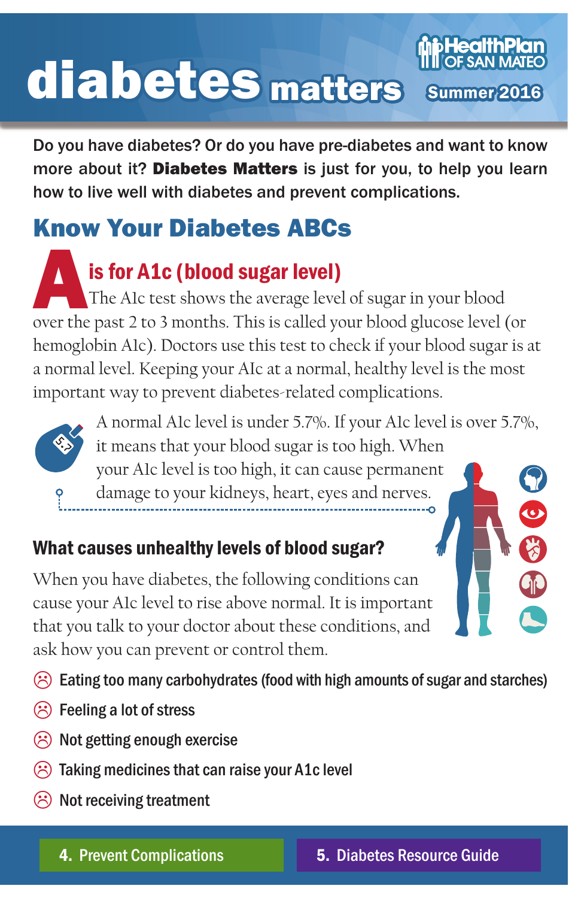# diabetes matters

**HealthPlan OF SAN MATEO**

**Summer 2016**

**Do you have diabetes? Or do you have pre-diabetes and want to know more about it? Diabetes Matters is just for you, to help you learn how to live well with diabetes and prevent complications.**

## Know Your Diabetes ABCs

### A is for A1c (blood sugar level)

The A1c test shows the average level of sugar in your blood over the past 2 to 3 months. This is called your blood glucose level (or hemoglobin A1c). Doctors use this test to check if your blood sugar is at a normal level. Keeping your A1c at a normal, healthy level is the most important way to prevent diabetes-related complications.

A normal A1c level is under 5.7%. If your A1c level is over 5.7%, it means that your blood sugar is too high. When your A1c level is too high, it can cause permanent damage to your kidneys, heart, eyes and nerves.

### What causes unhealthy levels of blood sugar?

When you have diabetes, the following conditions can cause your A1c level to rise above normal. It is important that you talk to your doctor about these conditions, and ask how you can prevent or control them.

- Eating too many carbohydrates (food with high amounts of sugar and starches)
- Feeling a lot of stress
- Not getting enough exercise
- Taking medicines that can raise your A1c level
- Not receiving treatment

**4. Prevent Complications** | **5. Diabetes Resource Guide**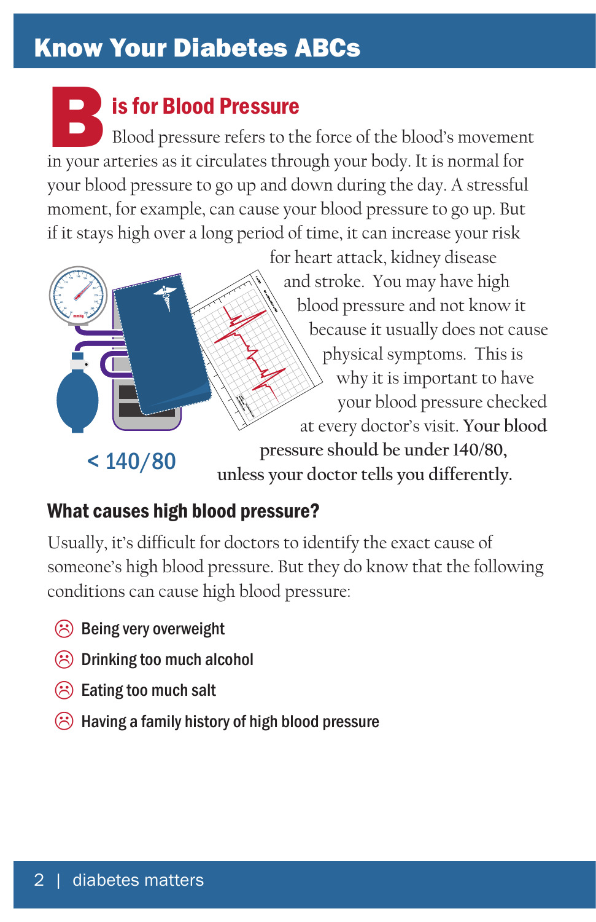# Know Your Diabetes ABCs

## B is for Blood Pressure

Blood pressure refers to the force of the blood's movement in your arteries as it circulates through your body. It is normal for your blood pressure to go up and down during the day. A stressful moment, for example, can cause your blood pressure to go up. But if it stays high over a long period of time, it can increase your risk for heart attack, kidney disease and stroke. You may have high blood pressure and not know it because it usually does not cause physical symptoms. This is why it is important to have your blood pressure checked at every doctor's visit. **Your blood pressure should be under 140/80, unless your doctor tells you differently.**

< 140/80

### What causes high blood pressure?

Usually, it's difficult for doctors to identify the exact cause of someone's high blood pressure. But they do know that the following conditions can cause high blood pressure:

- Being very overweight
- Drinking too much alcohol
- Eating too much salt
- Having a family history of high blood pressure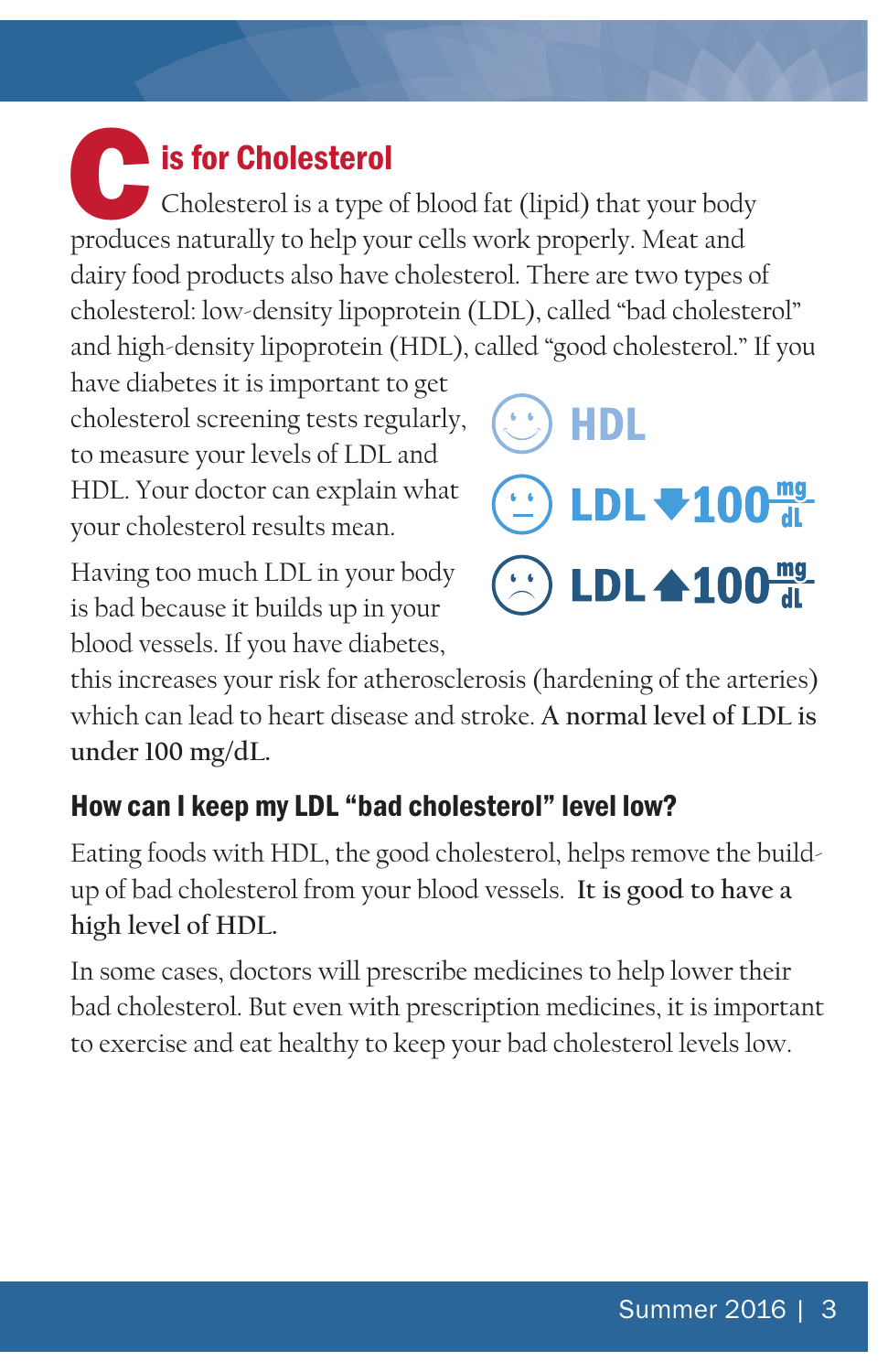## C is for Cholesterol

Cholesterol is a type of blood fat (lipid) that your body produces naturally to help your cells work properly. Meat and dairy food products also have cholesterol. There are two types of cholesterol: low-density lipoprotein (LDL), called "bad cholesterol" and high-density lipoprotein (HDL), called "good cholesterol." If you have diabetes it is important to get cholesterol screening tests regularly, to measure your levels of LDL and HDL. Your doctor can explain what your cholesterol results mean.

HDL

LDL ▼100 mg/dL

LDL ▲100 mg/dL

Having too much LDL in your body is bad because it builds up in your blood vessels. If you have diabetes, this increases your risk for atherosclerosis (hardening of the arteries) which can lead to heart disease and stroke. **A normal level of LDL is under 100 mg/dL.**

### How can I keep my LDL "bad cholesterol" level low?

Eating foods with HDL, the good cholesterol, helps remove the build-up of bad cholesterol from your blood vessels. **It is good to have a high level of HDL.**

In some cases, doctors will prescribe medicines to help lower their bad cholesterol. But even with prescription medicines, it is important to exercise and eat healthy to keep your bad cholesterol levels low.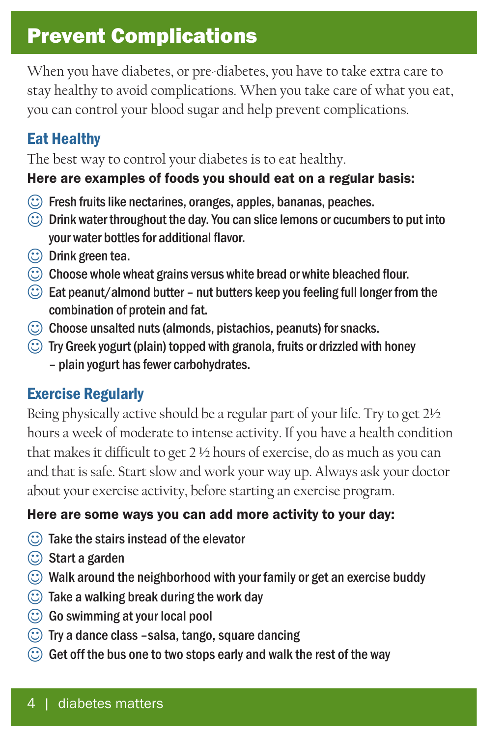# Prevent Complications

When you have diabetes, or pre-diabetes, you have to take extra care to stay healthy to avoid complications. When you take care of what you eat, you can control your blood sugar and help prevent complications.

## Eat Healthy

The best way to control your diabetes is to eat healthy.

**Here are examples of foods you should eat on a regular basis:**

- ☺ Fresh fruits like nectarines, oranges, apples, bananas, peaches.
- ☺ Drink water throughout the day. You can slice lemons or cucumbers to put into your water bottles for additional flavor.
- ☺ Drink green tea.
- ☺ Choose whole wheat grains versus white bread or white bleached flour.
- ☺ Eat peanut/almond butter – nut butters keep you feeling full longer from the combination of protein and fat.
- ☺ Choose unsalted nuts (almonds, pistachios, peanuts) for snacks.
- ☺ Try Greek yogurt (plain) topped with granola, fruits or drizzled with honey – plain yogurt has fewer carbohydrates.

## Exercise Regularly

Being physically active should be a regular part of your life. Try to get 2½ hours a week of moderate to intense activity. If you have a health condition that makes it difficult to get 2 ½ hours of exercise, do as much as you can and that is safe. Start slow and work your way up. Always ask your doctor about your exercise activity, before starting an exercise program.

**Here are some ways you can add more activity to your day:**

- ☺ Take the stairs instead of the elevator
- ☺ Start a garden
- ☺ Walk around the neighborhood with your family or get an exercise buddy
- ☺ Take a walking break during the work day
- ☺ Go swimming at your local pool
- ☺ Try a dance class –salsa, tango, square dancing
- ☺ Get off the bus one to two stops early and walk the rest of the way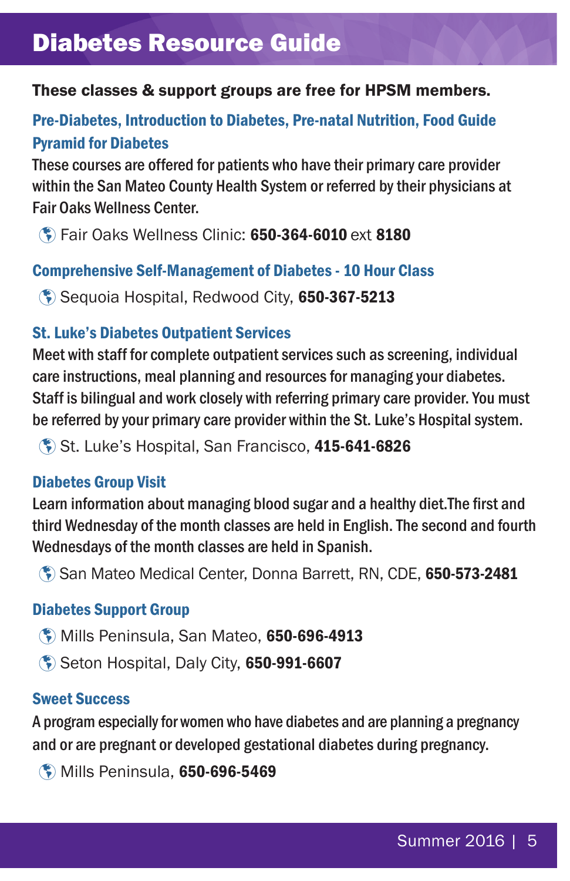# Diabetes Resource Guide

**These classes & support groups are free for HPSM members.**

### Pre-Diabetes, Introduction to Diabetes, Pre-natal Nutrition, Food Guide Pyramid for Diabetes

These courses are offered for patients who have their primary care provider within the San Mateo County Health System or referred by their physicians at Fair Oaks Wellness Center.

- Fair Oaks Wellness Clinic: **650-364-6010** ext **8180**

### Comprehensive Self-Management of Diabetes - 10 Hour Class

- Sequoia Hospital, Redwood City, **650-367-5213**

### St. Luke's Diabetes Outpatient Services

Meet with staff for complete outpatient services such as screening, individual care instructions, meal planning and resources for managing your diabetes. Staff is bilingual and work closely with referring primary care provider. You must be referred by your primary care provider within the St. Luke's Hospital system.

- St. Luke's Hospital, San Francisco, **415-641-6826**

### Diabetes Group Visit

Learn information about managing blood sugar and a healthy diet.The first and third Wednesday of the month classes are held in English. The second and fourth Wednesdays of the month classes are held in Spanish.

- San Mateo Medical Center, Donna Barrett, RN, CDE, **650-573-2481**

### Diabetes Support Group

- Mills Peninsula, San Mateo, **650-696-4913**
- Seton Hospital, Daly City, **650-991-6607**

### Sweet Success

A program especially for women who have diabetes and are planning a pregnancy and or are pregnant or developed gestational diabetes during pregnancy.

- Mills Peninsula, **650-696-5469**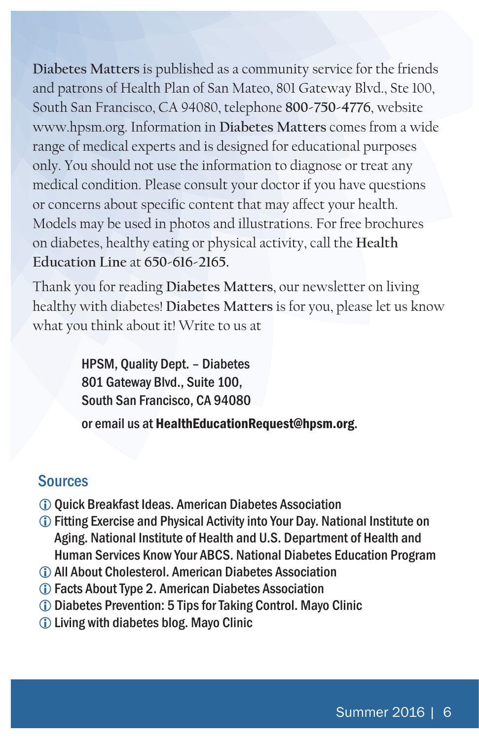**Diabetes Matters** is published as a community service for the friends and patrons of Health Plan of San Mateo, 801 Gateway Blvd., Ste 100, South San Francisco, CA 94080, telephone **800-750-4776**, website www.hpsm.org. Information in **Diabetes Matters** comes from a wide range of medical experts and is designed for educational purposes only. You should not use the information to diagnose or treat any medical condition. Please consult your doctor if you have questions or concerns about specific content that may affect your health. Models may be used in photos and illustrations. For free brochures on diabetes, healthy eating or physical activity, call the **Health Education Line** at **650-616-2165**.

Thank you for reading **Diabetes Matters**, our newsletter on living healthy with diabetes! **Diabetes Matters** is for you, please let us know what you think about it! Write to us at

HPSM, Quality Dept. – Diabetes
801 Gateway Blvd., Suite 100,
South San Francisco, CA 94080

or email us at **HealthEducationRequest@hpsm.org**.

## Sources

- Quick Breakfast Ideas. American Diabetes Association
- Fitting Exercise and Physical Activity into Your Day. National Institute on Aging. National Institute of Health and U.S. Department of Health and Human Services Know Your ABCS. National Diabetes Education Program
- All About Cholesterol. American Diabetes Association
- Facts About Type 2. American Diabetes Association
- Diabetes Prevention: 5 Tips for Taking Control. Mayo Clinic
- Living with diabetes blog. Mayo Clinic